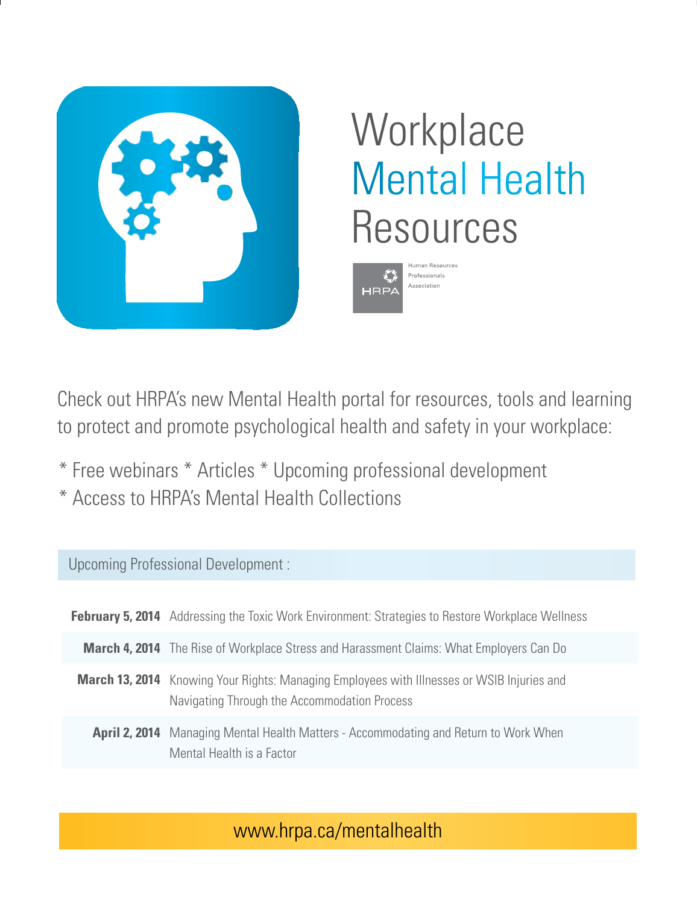# Workplace Mental Health Resources

HRPA
Human Resources Professionals Association

Check out HRPA's new Mental Health portal for resources, tools and learning to protect and promote psychological health and safety in your workplace:

* Free webinars * Articles * Upcoming professional development
* Access to HRPA's Mental Health Collections

## Upcoming Professional Development :

| | |
|---|---|
| **February 5, 2014** | Addressing the Toxic Work Environment: Strategies to Restore Workplace Wellness |
| **March 4, 2014** | The Rise of Workplace Stress and Harassment Claims: What Employers Can Do |
| **March 13, 2014** | Knowing Your Rights: Managing Employees with Illnesses or WSIB Injuries and Navigating Through the Accommodation Process |
| **April 2, 2014** | Managing Mental Health Matters - Accommodating and Return to Work When Mental Health is a Factor |

www.hrpa.ca/mentalhealth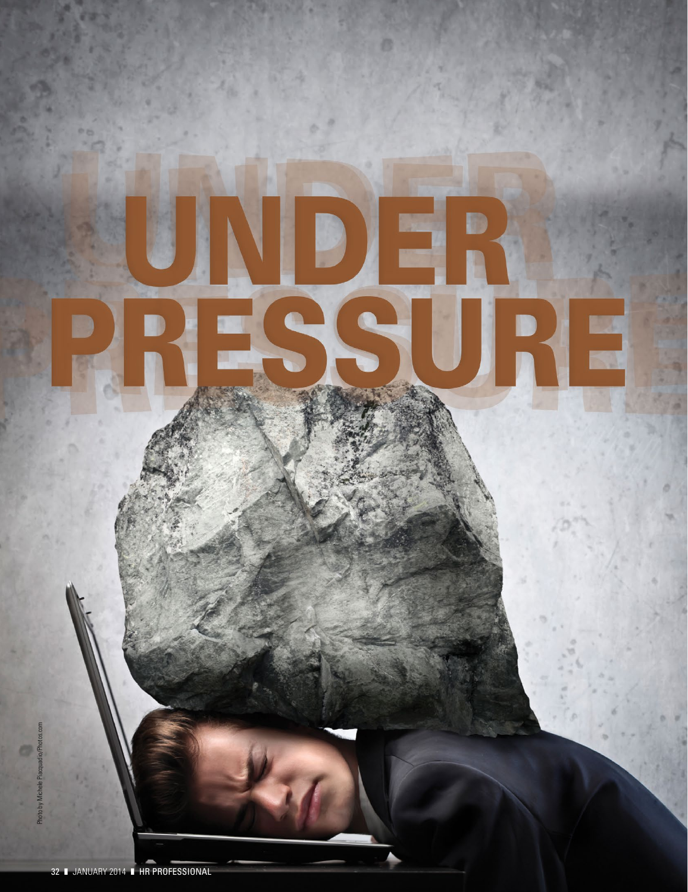# UNDER PRESSURE

Photo by Michele Piacquadio/Photos.com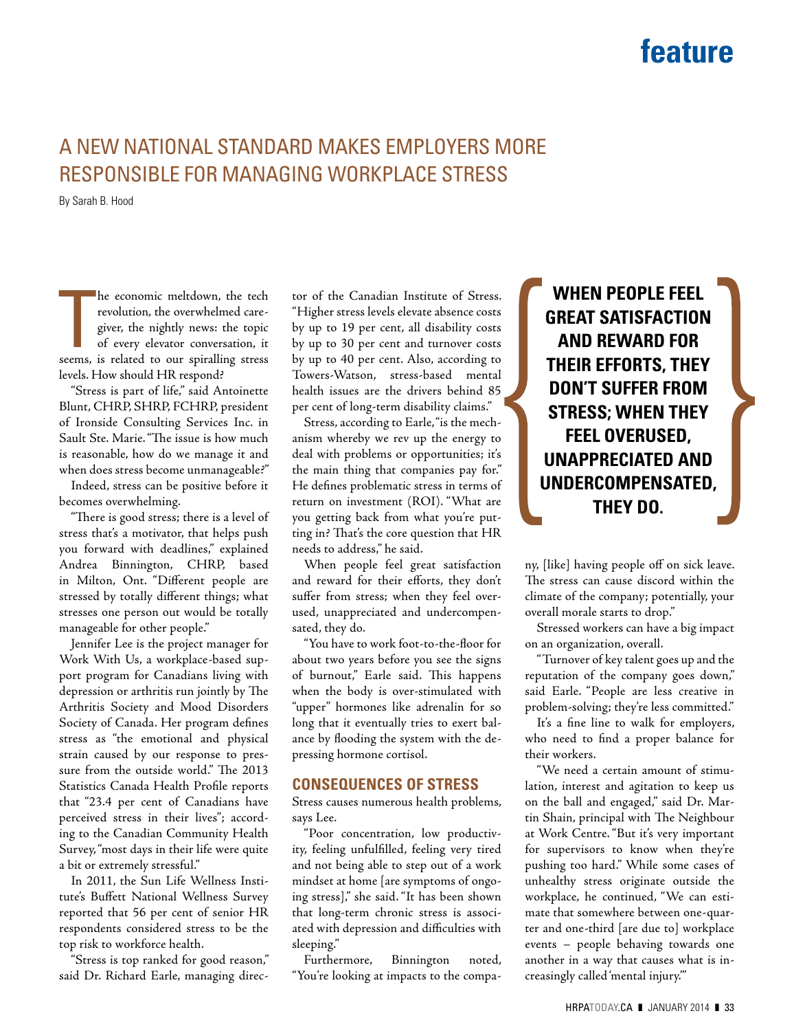# A NEW NATIONAL STANDARD MAKES EMPLOYERS MORE RESPONSIBLE FOR MANAGING WORKPLACE STRESS

By Sarah B. Hood

The economic meltdown, the tech revolution, the overwhelmed caregiver, the nightly news: the topic of every elevator conversation, it seems, is related to our spiralling stress levels. How should HR respond?

"Stress is part of life," said Antoinette Blunt, CHRP, SHRP, FCHRP, president of Ironside Consulting Services Inc. in Sault Ste. Marie. "The issue is how much is reasonable, how do we manage it and when does stress become unmanageable?"

Indeed, stress can be positive before it becomes overwhelming.

"There is good stress; there is a level of stress that's a motivator, that helps push you forward with deadlines," explained Andrea Binnington, CHRP, based in Milton, Ont. "Different people are stressed by totally different things; what stresses one person out would be totally manageable for other people."

Jennifer Lee is the project manager for Work With Us, a workplace-based support program for Canadians living with depression or arthritis run jointly by The Arthritis Society and Mood Disorders Society of Canada. Her program defines stress as "the emotional and physical strain caused by our response to pressure from the outside world." The 2013 Statistics Canada Health Profile reports that "23.4 per cent of Canadians have perceived stress in their lives"; according to the Canadian Community Health Survey, "most days in their life were quite a bit or extremely stressful."

In 2011, the Sun Life Wellness Institute's Buffett National Wellness Survey reported that 56 per cent of senior HR respondents considered stress to be the top risk to workforce health.

"Stress is top ranked for good reason," said Dr. Richard Earle, managing director of the Canadian Institute of Stress. "Higher stress levels elevate absence costs by up to 19 per cent, all disability costs by up to 30 per cent and turnover costs by up to 40 per cent. Also, according to Towers-Watson, stress-based mental health issues are the drivers behind 85 per cent of long-term disability claims."

Stress, according to Earle, "is the mechanism whereby we rev up the energy to deal with problems or opportunities; it's the main thing that companies pay for." He defines problematic stress in terms of return on investment (ROI). "What are you getting back from what you're putting in? That's the core question that HR needs to address," he said.

When people feel great satisfaction and reward for their efforts, they don't suffer from stress; when they feel overused, unappreciated and undercompensated, they do.

"You have to work foot-to-the-floor for about two years before you see the signs of burnout," Earle said. This happens when the body is over-stimulated with "upper" hormones like adrenalin for so long that it eventually tries to exert balance by flooding the system with the depressing hormone cortisol.

## CONSEQUENCES OF STRESS

Stress causes numerous health problems, says Lee.

"Poor concentration, low productivity, feeling unfulfilled, feeling very tired and not being able to step out of a work mindset at home [are symptoms of ongoing stress]," she said. "It has been shown that long-term chronic stress is associated with depression and difficulties with sleeping."

Furthermore, Binnington noted, "You're looking at impacts to the company, [like] having people off on sick leave. The stress can cause discord within the climate of the company; potentially, your overall morale starts to drop."

> **WHEN PEOPLE FEEL GREAT SATISFACTION AND REWARD FOR THEIR EFFORTS, THEY DON'T SUFFER FROM STRESS; WHEN THEY FEEL OVERUSED, UNAPPRECIATED AND UNDERCOMPENSATED, THEY DO.**

Stressed workers can have a big impact on an organization, overall.

"Turnover of key talent goes up and the reputation of the company goes down," said Earle. "People are less creative in problem-solving; they're less committed."

It's a fine line to walk for employers, who need to find a proper balance for their workers.

"We need a certain amount of stimulation, interest and agitation to keep us on the ball and engaged," said Dr. Martin Shain, principal with The Neighbour at Work Centre. "But it's very important for supervisors to know when they're pushing too hard." While some cases of unhealthy stress originate outside the workplace, he continued, "We can estimate that somewhere between one-quarter and one-third [are due to] workplace events – people behaving towards one another in a way that causes what is increasingly called 'mental injury.'"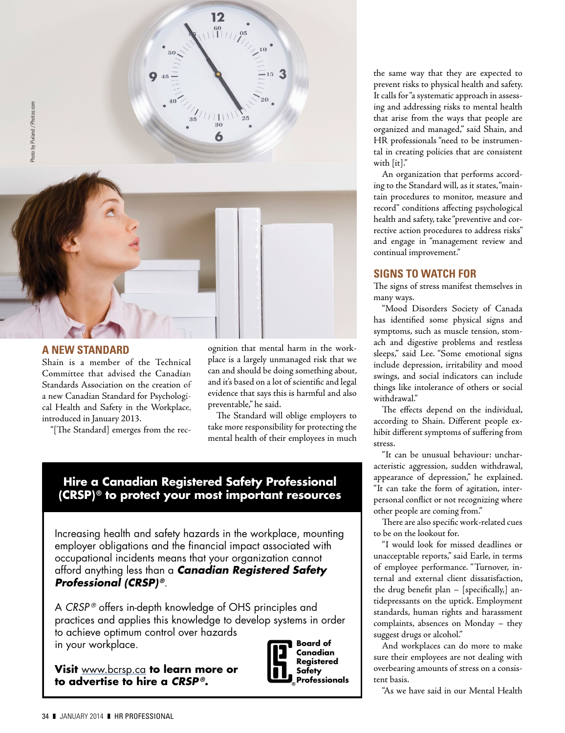## A NEW STANDARD

Shain is a member of the Technical Committee that advised the Canadian Standards Association on the creation of a new Canadian Standard for Psychological Health and Safety in the Workplace, introduced in January 2013.

"[The Standard] emerges from the recognition that mental harm in the workplace is a largely unmanaged risk that we can and should be doing something about, and it's based on a lot of scientific and legal evidence that says this is harmful and also preventable," he said.

The Standard will oblige employers to take more responsibility for protecting the mental health of their employees in much the same way that they are expected to prevent risks to physical health and safety. It calls for "a systematic approach in assessing and addressing risks to mental health that arise from the ways that people are organized and managed," said Shain, and HR professionals "need to be instrumental in creating policies that are consistent with [it]."

An organization that performs according to the Standard will, as it states, "maintain procedures to monitor, measure and record" conditions affecting psychological health and safety, take "preventive and corrective action procedures to address risks" and engage in "management review and continual improvement."

## SIGNS TO WATCH FOR

The signs of stress manifest themselves in many ways.

"Mood Disorders Society of Canada has identified some physical signs and symptoms, such as muscle tension, stomach and digestive problems and restless sleeps," said Lee. "Some emotional signs include depression, irritability and mood swings, and social indicators can include things like intolerance of others or social withdrawal."

The effects depend on the individual, according to Shain. Different people exhibit different symptoms of suffering from stress.

"It can be unusual behaviour: uncharacteristic aggression, sudden withdrawal, appearance of depression," he explained. "It can take the form of agitation, interpersonal conflict or not recognizing where other people are coming from."

There are also specific work-related cues to be on the lookout for.

"I would look for missed deadlines or unacceptable reports," said Earle, in terms of employee performance. "Turnover, internal and external client dissatisfaction, the drug benefit plan – [specifically,] antidepressants on the uptick. Employment standards, human rights and harassment complaints, absences on Monday – they suggest drugs or alcohol."

And workplaces can do more to make sure their employees are not dealing with overbearing amounts of stress on a consistent basis.

"As we have said in our Mental Health

---

**Hire a Canadian Registered Safety Professional (CRSP)® to protect your most important resources**

Increasing health and safety hazards in the workplace, mounting employer obligations and the financial impact associated with occupational incidents means that your organization cannot afford anything less than a ***Canadian Registered Safety Professional (CRSP)®***.

A *CRSP®* offers in-depth knowledge of OHS principles and practices and applies this knowledge to develop systems in order to achieve optimum control over hazards in your workplace.

**Visit** www.bcrsp.ca **to learn more or to advertise to hire a *CRSP®*.**

**Board of Canadian Registered Safety Professionals**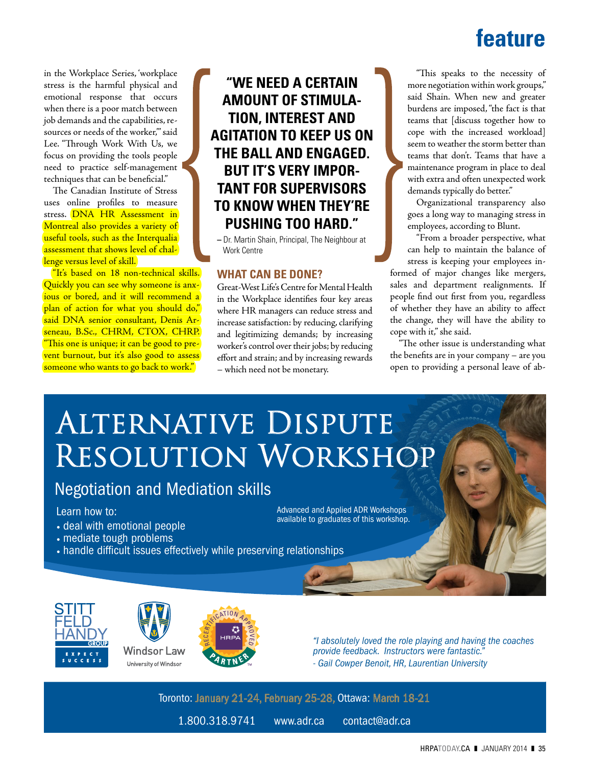in the Workplace Series, 'workplace stress is the harmful physical and emotional response that occurs when there is a poor match between job demands and the capabilities, resources or needs of the worker,'" said Lee. "Through Work With Us, we focus on providing the tools people need to practice self-management techniques that can be beneficial."

The Canadian Institute of Stress uses online profiles to measure stress. DNA HR Assessment in Montreal also provides a variety of useful tools, such as the Interqualia assessment that shows level of challenge versus level of skill.

"It's based on 18 non-technical skills. Quickly you can see why someone is anxious or bored, and it will recommend a plan of action for what you should do," said DNA senior consultant, Denis Arseneau, B.Sc., CHRM, CTOX, CHRP. "This one is unique; it can be good to prevent burnout, but it's also good to assess someone who wants to go back to work."

**"WE NEED A CERTAIN AMOUNT OF STIMULATION, INTEREST AND AGITATION TO KEEP US ON THE BALL AND ENGAGED. BUT IT'S VERY IMPORTANT FOR SUPERVISORS TO KNOW WHEN THEY'RE PUSHING TOO HARD."**

– Dr. Martin Shain, Principal, The Neighbour at Work Centre

## WHAT CAN BE DONE?

Great-West Life's Centre for Mental Health in the Workplace identifies four key areas where HR managers can reduce stress and increase satisfaction: by reducing, clarifying and legitimizing demands; by increasing worker's control over their jobs; by reducing effort and strain; and by increasing rewards – which need not be monetary.

"This speaks to the necessity of more negotiation within work groups," said Shain. When new and greater burdens are imposed, "the fact is that teams that [discuss together how to cope with the increased workload] seem to weather the storm better than teams that don't. Teams that have a maintenance program in place to deal with extra and often unexpected work demands typically do better."

Organizational transparency also goes a long way to managing stress in employees, according to Blunt.

"From a broader perspective, what can help to maintain the balance of stress is keeping your employees informed of major changes like mergers, sales and department realignments. If people find out first from you, regardless of whether they have an ability to affect the change, they will have the ability to cope with it," she said.

"The other issue is understanding what the benefits are in your company – are you open to providing a personal leave of ab-

# Alternative Dispute Resolution Workshop

## Negotiation and Mediation skills

Learn how to:

- deal with emotional people
- mediate tough problems
- handle difficult issues effectively while preserving relationships

Advanced and Applied ADR Workshops available to graduates of this workshop.

Stitt Feld Handy Group — Expect Success

Windsor Law — University of Windsor

Recertification Approved — HRPA Partner

*"I absolutely loved the role playing and having the coaches provide feedback. Instructors were fantastic."*
*- Gail Cowper Benoit, HR, Laurentian University*

Toronto: January 21-24, February 25-28, Ottawa: March 18-21

1.800.318.9741 www.adr.ca contact@adr.ca